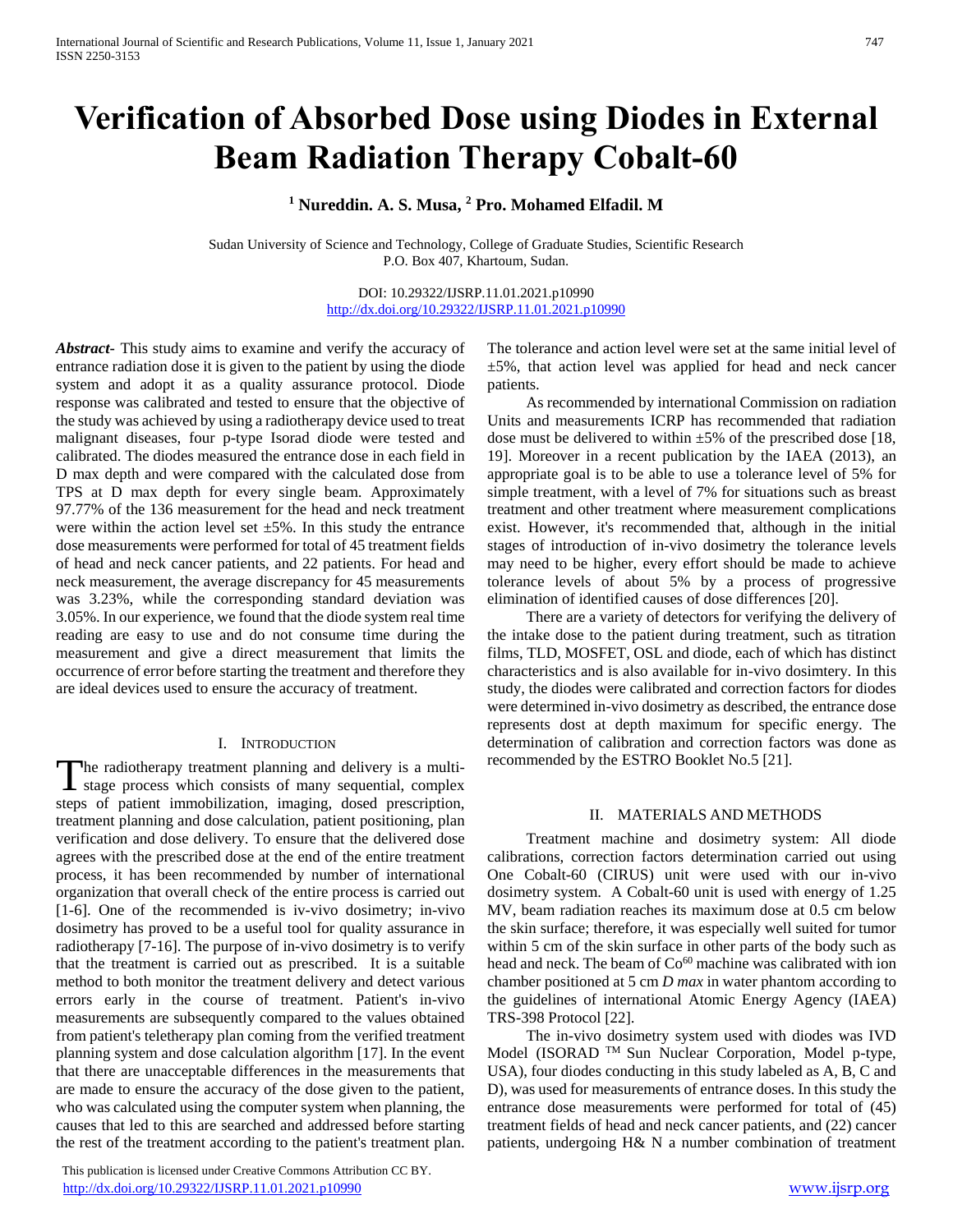# Verification of Absorbed Dose using Diodes in External Beam Radiation Therapy Cobalt-60

**[1] Nureddin. A. S. Musa, [2] Pro. Mohamed Elfadil. M**

Sudan University of Science and Technology, College of Graduate Studies, Scientific Research
P.O. Box 407, Khartoum, Sudan.

DOI: 10.29322/IJSRP.11.01.2021.p10990
http://dx.doi.org/10.29322/IJSRP.11.01.2021.p10990

***Abstract***- This study aims to examine and verify the accuracy of entrance radiation dose it is given to the patient by using the diode system and adopt it as a quality assurance protocol. Diode response was calibrated and tested to ensure that the objective of the study was achieved by using a radiotherapy device used to treat malignant diseases, four p-type Isorad diode were tested and calibrated. The diodes measured the entrance dose in each field in D max depth and were compared with the calculated dose from TPS at D max depth for every single beam. Approximately 97.77% of the 136 measurement for the head and neck treatment were within the action level set ±5%. In this study the entrance dose measurements were performed for total of 45 treatment fields of head and neck cancer patients, and 22 patients. For head and neck measurement, the average discrepancy for 45 measurements was 3.23%, while the corresponding standard deviation was 3.05%. In our experience, we found that the diode system real time reading are easy to use and do not consume time during the measurement and give a direct measurement that limits the occurrence of error before starting the treatment and therefore they are ideal devices used to ensure the accuracy of treatment.

## I. Introduction

The radiotherapy treatment planning and delivery is a multi-stage process which consists of many sequential, complex steps of patient immobilization, imaging, dosed prescription, treatment planning and dose calculation, patient positioning, plan verification and dose delivery. To ensure that the delivered dose agrees with the prescribed dose at the end of the entire treatment process, it has been recommended by number of international organization that overall check of the entire process is carried out [1-6]. One of the recommended is iv-vivo dosimetry; in-vivo dosimetry has proved to be a useful tool for quality assurance in radiotherapy [7-16]. The purpose of in-vivo dosimetry is to verify that the treatment is carried out as prescribed. It is a suitable method to both monitor the treatment delivery and detect various errors early in the course of treatment. Patient's in-vivo measurements are subsequently compared to the values obtained from patient's teletherapy plan coming from the verified treatment planning system and dose calculation algorithm [17]. In the event that there are unacceptable differences in the measurements that are made to ensure the accuracy of the dose given to the patient, who was calculated using the computer system when planning, the causes that led to this are searched and addressed before starting the rest of the treatment according to the patient's treatment plan. The tolerance and action level were set at the same initial level of ±5%, that action level was applied for head and neck cancer patients.

As recommended by international Commission on radiation Units and measurements ICRP has recommended that radiation dose must be delivered to within ±5% of the prescribed dose [18, 19]. Moreover in a recent publication by the IAEA (2013), an appropriate goal is to be able to use a tolerance level of 5% for simple treatment, with a level of 7% for situations such as breast treatment and other treatment where measurement complications exist. However, it's recommended that, although in the initial stages of introduction of in-vivo dosimetry the tolerance levels may need to be higher, every effort should be made to achieve tolerance levels of about 5% by a process of progressive elimination of identified causes of dose differences [20].

There are a variety of detectors for verifying the delivery of the intake dose to the patient during treatment, such as titration films, TLD, MOSFET, OSL and diode, each of which has distinct characteristics and is also available for in-vivo dosimtery. In this study, the diodes were calibrated and correction factors for diodes were determined in-vivo dosimetry as described, the entrance dose represents dost at depth maximum for specific energy. The determination of calibration and correction factors was done as recommended by the ESTRO Booklet No.5 [21].

## II. Materials and Methods

Treatment machine and dosimetry system: All diode calibrations, correction factors determination carried out using One Cobalt-60 (CIRUS) unit were used with our in-vivo dosimetry system. A Cobalt-60 unit is used with energy of 1.25 MV, beam radiation reaches its maximum dose at 0.5 cm below the skin surface; therefore, it was especially well suited for tumor within 5 cm of the skin surface in other parts of the body such as head and neck. The beam of $Co^{60}$ machine was calibrated with ion chamber positioned at 5 cm *D max* in water phantom according to the guidelines of international Atomic Energy Agency (IAEA) TRS-398 Protocol [22].

The in-vivo dosimetry system used with diodes was IVD Model (ISORAD ™ Sun Nuclear Corporation, Model p-type, USA), four diodes conducting in this study labeled as A, B, C and D), was used for measurements of entrance doses. In this study the entrance dose measurements were performed for total of (45) treatment fields of head and neck cancer patients, and (22) cancer patients, undergoing H& N a number combination of treatment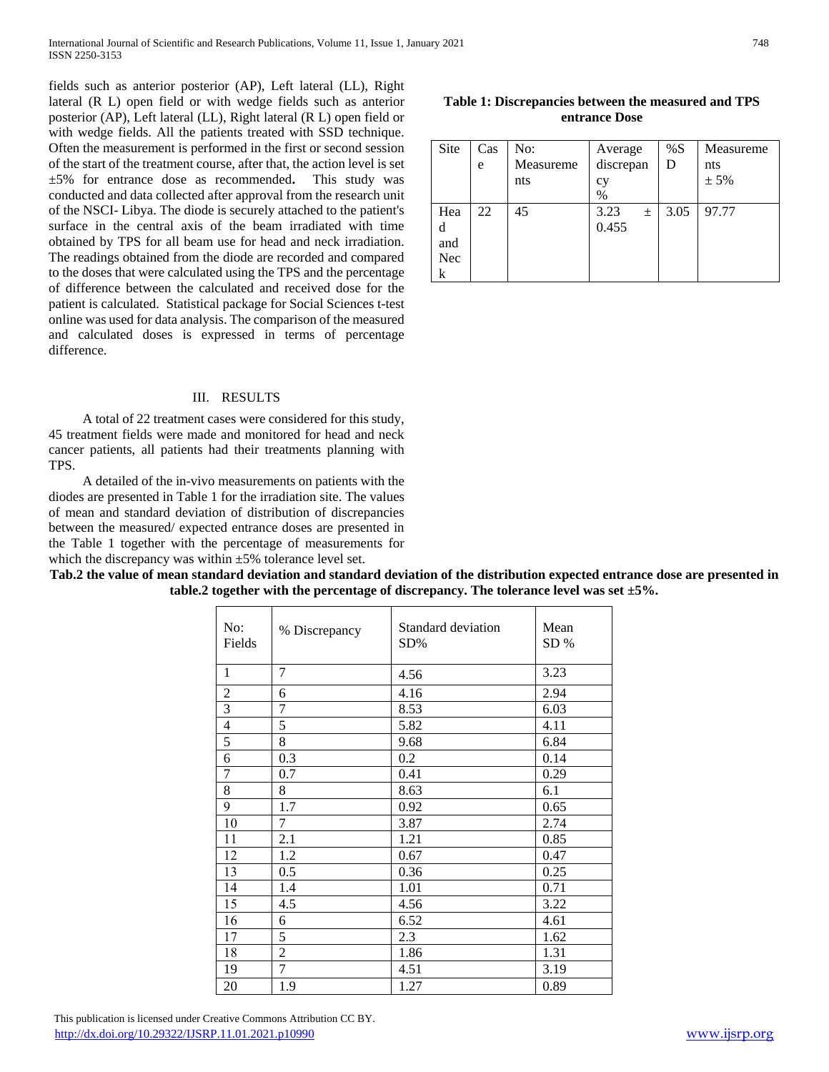fields such as anterior posterior (AP), Left lateral (LL), Right lateral (R L) open field or with wedge fields such as anterior posterior (AP), Left lateral (LL), Right lateral (R L) open field or with wedge fields. All the patients treated with SSD technique. Often the measurement is performed in the first or second session of the start of the treatment course, after that, the action level is set ±5% for entrance dose as recommended**.** This study was conducted and data collected after approval from the research unit of the NSCI- Libya. The diode is securely attached to the patient's surface in the central axis of the beam irradiated with time obtained by TPS for all beam use for head and neck irradiation. The readings obtained from the diode are recorded and compared to the doses that were calculated using the TPS and the percentage of difference between the calculated and received dose for the patient is calculated. Statistical package for Social Sciences t-test online was used for data analysis. The comparison of the measured and calculated doses is expressed in terms of percentage difference.

## III. RESULTS

A total of 22 treatment cases were considered for this study, 45 treatment fields were made and monitored for head and neck cancer patients, all patients had their treatments planning with TPS.

A detailed of the in-vivo measurements on patients with the diodes are presented in Table 1 for the irradiation site. The values of mean and standard deviation of distribution of discrepancies between the measured/ expected entrance doses are presented in the Table 1 together with the percentage of measurements for which the discrepancy was within ±5% tolerance level set.

**Table 1: Discrepancies between the measured and TPS entrance Dose**

| Site | Case | No: Measurements | Average discrepancy % | %SD | Measurements ± 5% |
|---|---|---|---|---|---|
| Head and Neck | 22 | 45 | 3.23 ± 0.455 | 3.05 | 97.77 |

**Tab.2 the value of mean standard deviation and standard deviation of the distribution expected entrance dose are presented in table.2 together with the percentage of discrepancy. The tolerance level was set ±5%.**

| No: Fields | % Discrepancy | Standard deviation SD% | Mean SD % |
|---|---|---|---|
| 1 | 7 | 4.56 | 3.23 |
| 2 | 6 | 4.16 | 2.94 |
| 3 | 7 | 8.53 | 6.03 |
| 4 | 5 | 5.82 | 4.11 |
| 5 | 8 | 9.68 | 6.84 |
| 6 | 0.3 | 0.2 | 0.14 |
| 7 | 0.7 | 0.41 | 0.29 |
| 8 | 8 | 8.63 | 6.1 |
| 9 | 1.7 | 0.92 | 0.65 |
| 10 | 7 | 3.87 | 2.74 |
| 11 | 2.1 | 1.21 | 0.85 |
| 12 | 1.2 | 0.67 | 0.47 |
| 13 | 0.5 | 0.36 | 0.25 |
| 14 | 1.4 | 1.01 | 0.71 |
| 15 | 4.5 | 4.56 | 3.22 |
| 16 | 6 | 6.52 | 4.61 |
| 17 | 5 | 2.3 | 1.62 |
| 18 | 2 | 1.86 | 1.31 |
| 19 | 7 | 4.51 | 3.19 |
| 20 | 1.9 | 1.27 | 0.89 |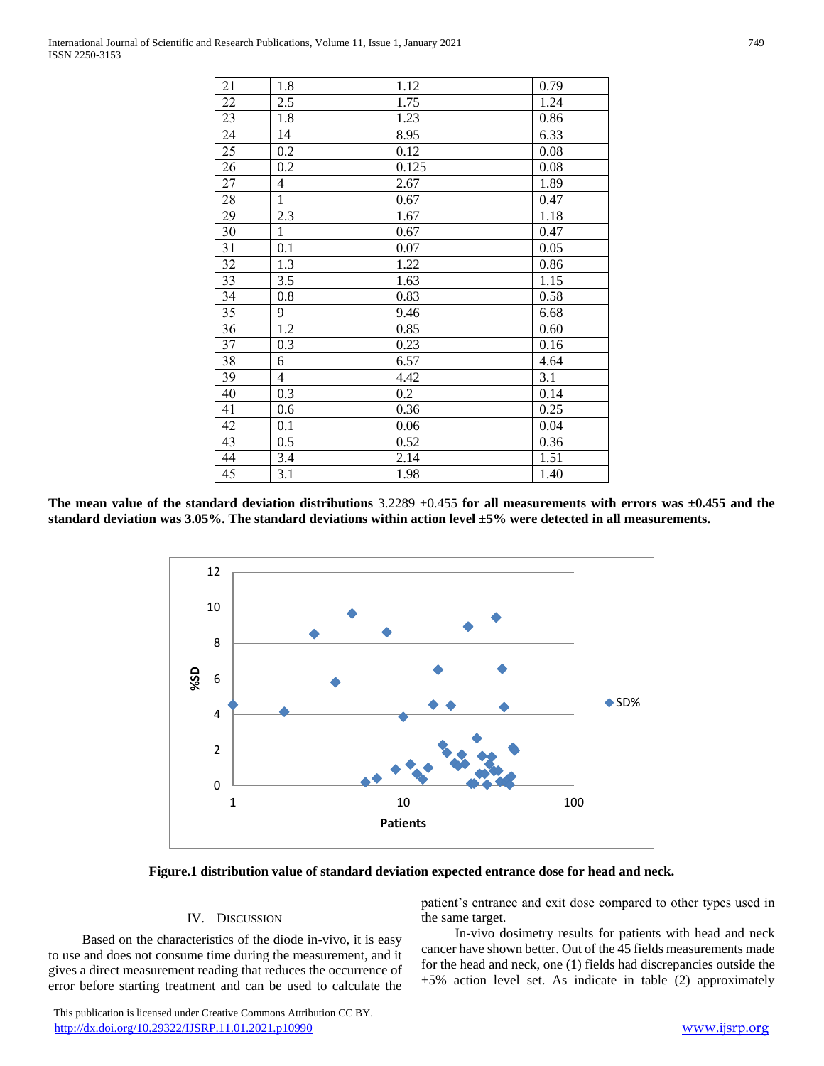| 21 | 1.8 | 1.12 | 0.79 |
|---|---|---|---|
| 22 | 2.5 | 1.75 | 1.24 |
| 23 | 1.8 | 1.23 | 0.86 |
| 24 | 14 | 8.95 | 6.33 |
| 25 | 0.2 | 0.12 | 0.08 |
| 26 | 0.2 | 0.125 | 0.08 |
| 27 | 4 | 2.67 | 1.89 |
| 28 | 1 | 0.67 | 0.47 |
| 29 | 2.3 | 1.67 | 1.18 |
| 30 | 1 | 0.67 | 0.47 |
| 31 | 0.1 | 0.07 | 0.05 |
| 32 | 1.3 | 1.22 | 0.86 |
| 33 | 3.5 | 1.63 | 1.15 |
| 34 | 0.8 | 0.83 | 0.58 |
| 35 | 9 | 9.46 | 6.68 |
| 36 | 1.2 | 0.85 | 0.60 |
| 37 | 0.3 | 0.23 | 0.16 |
| 38 | 6 | 6.57 | 4.64 |
| 39 | 4 | 4.42 | 3.1 |
| 40 | 0.3 | 0.2 | 0.14 |
| 41 | 0.6 | 0.36 | 0.25 |
| 42 | 0.1 | 0.06 | 0.04 |
| 43 | 0.5 | 0.52 | 0.36 |
| 44 | 3.4 | 2.14 | 1.51 |
| 45 | 3.1 | 1.98 | 1.40 |

**The mean value of the standard deviation distributions** 3.2289 ±0.455 **for all measurements with errors was ±0.455 and the standard deviation was 3.05%. The standard deviations within action level ±5% were detected in all measurements.**

**Figure.1 distribution value of standard deviation expected entrance dose for head and neck.**

## IV. Discussion

Based on the characteristics of the diode in-vivo, it is easy to use and does not consume time during the measurement, and it gives a direct measurement reading that reduces the occurrence of error before starting treatment and can be used to calculate the patient's entrance and exit dose compared to other types used in the same target.

In-vivo dosimetry results for patients with head and neck cancer have shown better. Out of the 45 fields measurements made for the head and neck, one (1) fields had discrepancies outside the ±5% action level set. As indicate in table (2) approximately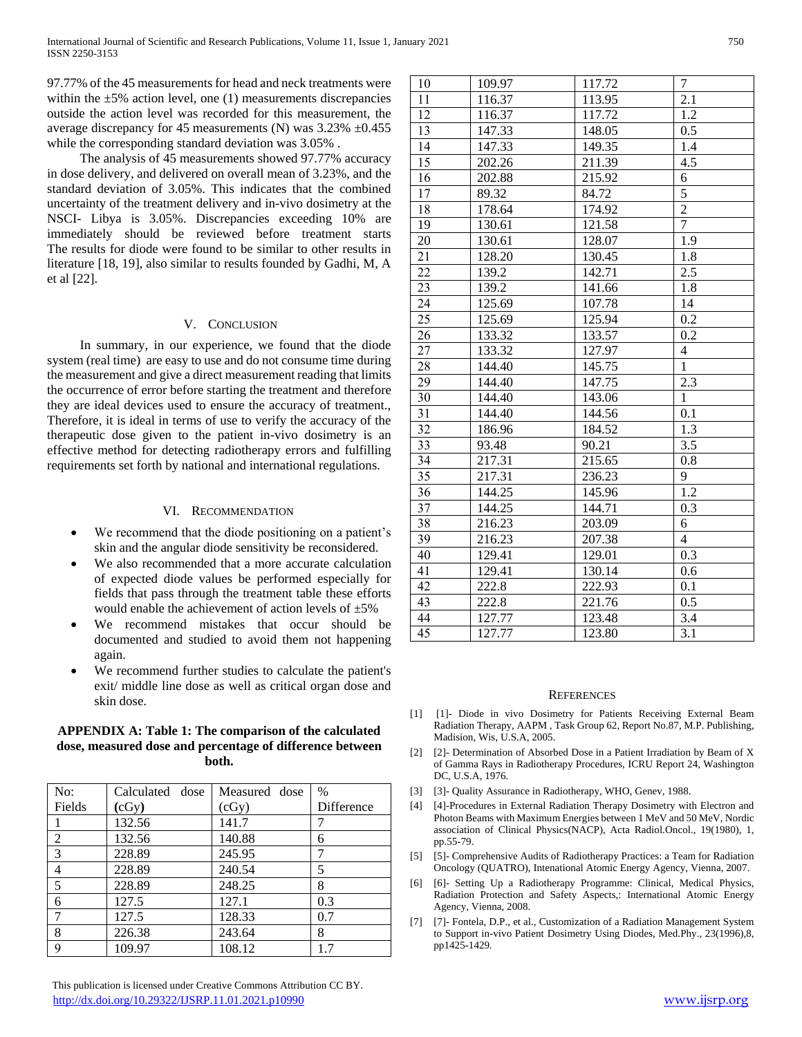97.77% of the 45 measurements for head and neck treatments were within the ±5% action level, one (1) measurements discrepancies outside the action level was recorded for this measurement, the average discrepancy for 45 measurements (N) was 3.23% ±0.455 while the corresponding standard deviation was 3.05% .

The analysis of 45 measurements showed 97.77% accuracy in dose delivery, and delivered on overall mean of 3.23%, and the standard deviation of 3.05%. This indicates that the combined uncertainty of the treatment delivery and in-vivo dosimetry at the NSCI- Libya is 3.05%. Discrepancies exceeding 10% are immediately should be reviewed before treatment starts The results for diode were found to be similar to other results in literature [18, 19], also similar to results founded by Gadhi, M, A et al [22].

## V. Conclusion

In summary, in our experience, we found that the diode system (real time) are easy to use and do not consume time during the measurement and give a direct measurement reading that limits the occurrence of error before starting the treatment and therefore they are ideal devices used to ensure the accuracy of treatment., Therefore, it is ideal in terms of use to verify the accuracy of the therapeutic dose given to the patient in-vivo dosimetry is an effective method for detecting radiotherapy errors and fulfilling requirements set forth by national and international regulations.

## VI. Recommendation

- We recommend that the diode positioning on a patient's skin and the angular diode sensitivity be reconsidered.
- We also recommended that a more accurate calculation of expected diode values be performed especially for fields that pass through the treatment table these efforts would enable the achievement of action levels of ±5%
- We recommend mistakes that occur should be documented and studied to avoid them not happening again.
- We recommend further studies to calculate the patient's exit/ middle line dose as well as critical organ dose and skin dose.

**APPENDIX A: Table 1: The comparison of the calculated dose, measured dose and percentage of difference between both.**

| No: Fields | Calculated dose (cGy) | Measured dose (cGy) | % Difference |
|---|---|---|---|
| 1 | 132.56 | 141.7 | 7 |
| 2 | 132.56 | 140.88 | 6 |
| 3 | 228.89 | 245.95 | 7 |
| 4 | 228.89 | 240.54 | 5 |
| 5 | 228.89 | 248.25 | 8 |
| 6 | 127.5 | 127.1 | 0.3 |
| 7 | 127.5 | 128.33 | 0.7 |
| 8 | 226.38 | 243.64 | 8 |
| 9 | 109.97 | 108.12 | 1.7 |
| 10 | 109.97 | 117.72 | 7 |
| 11 | 116.37 | 113.95 | 2.1 |
| 12 | 116.37 | 117.72 | 1.2 |
| 13 | 147.33 | 148.05 | 0.5 |
| 14 | 147.33 | 149.35 | 1.4 |
| 15 | 202.26 | 211.39 | 4.5 |
| 16 | 202.88 | 215.92 | 6 |
| 17 | 89.32 | 84.72 | 5 |
| 18 | 178.64 | 174.92 | 2 |
| 19 | 130.61 | 121.58 | 7 |
| 20 | 130.61 | 128.07 | 1.9 |
| 21 | 128.20 | 130.45 | 1.8 |
| 22 | 139.2 | 142.71 | 2.5 |
| 23 | 139.2 | 141.66 | 1.8 |
| 24 | 125.69 | 107.78 | 14 |
| 25 | 125.69 | 125.94 | 0.2 |
| 26 | 133.32 | 133.57 | 0.2 |
| 27 | 133.32 | 127.97 | 4 |
| 28 | 144.40 | 145.75 | 1 |
| 29 | 144.40 | 147.75 | 2.3 |
| 30 | 144.40 | 143.06 | 1 |
| 31 | 144.40 | 144.56 | 0.1 |
| 32 | 186.96 | 184.52 | 1.3 |
| 33 | 93.48 | 90.21 | 3.5 |
| 34 | 217.31 | 215.65 | 0.8 |
| 35 | 217.31 | 236.23 | 9 |
| 36 | 144.25 | 145.96 | 1.2 |
| 37 | 144.25 | 144.71 | 0.3 |
| 38 | 216.23 | 203.09 | 6 |
| 39 | 216.23 | 207.38 | 4 |
| 40 | 129.41 | 129.01 | 0.3 |
| 41 | 129.41 | 130.14 | 0.6 |
| 42 | 222.8 | 222.93 | 0.1 |
| 43 | 222.8 | 221.76 | 0.5 |
| 44 | 127.77 | 123.48 | 3.4 |
| 45 | 127.77 | 123.80 | 3.1 |

## References

[1] [1]- Diode in vivo Dosimetry for Patients Receiving External Beam Radiation Therapy, AAPM , Task Group 62, Report No.87, M.P. Publishing, Madision, Wis, U.S.A, 2005.

[2] [2]- Determination of Absorbed Dose in a Patient Irradiation by Beam of X of Gamma Rays in Radiotherapy Procedures, ICRU Report 24, Washington DC, U.S.A, 1976.

[3] [3]- Quality Assurance in Radiotherapy, WHO, Genev, 1988.

[4] [4]-Procedures in External Radiation Therapy Dosimetry with Electron and Photon Beams with Maximum Energies between 1 MeV and 50 MeV, Nordic association of Clinical Physics(NACP), Acta Radiol.Oncol., 19(1980), 1, pp.55-79.

[5] [5]- Comprehensive Audits of Radiotherapy Practices: a Team for Radiation Oncology (QUATRO), Intenational Atomic Energy Agency, Vienna, 2007.

[6] [6]- Setting Up a Radiotherapy Programme: Clinical, Medical Physics, Radiation Protection and Safety Aspects,: International Atomic Energy Agency, Vienna, 2008.

[7] [7]- Fontela, D.P., et al., Customization of a Radiation Management System to Support in-vivo Patient Dosimetry Using Diodes, Med.Phy., 23(1996),8, pp1425-1429.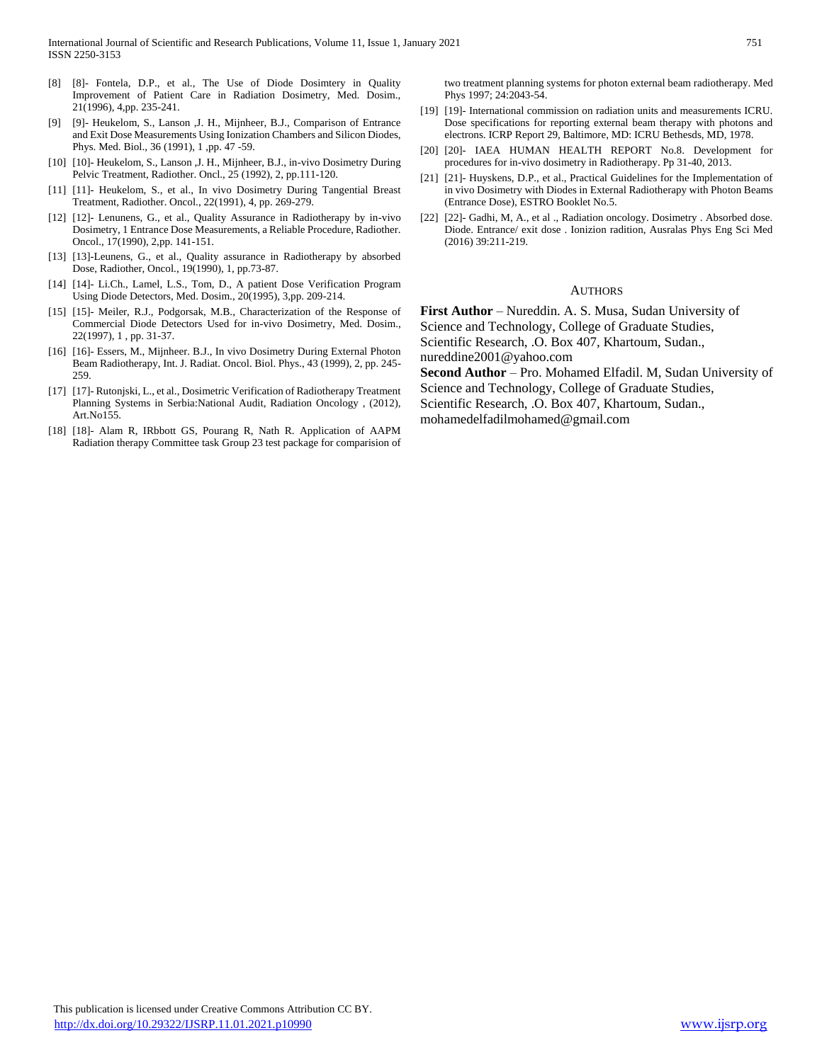[8] [8]- Fontela, D.P., et al., The Use of Diode Dosimtery in Quality Improvement of Patient Care in Radiation Dosimetry, Med. Dosim., 21(1996), 4,pp. 235-241.

[9] [9]- Heukelom, S., Lanson ,J. H., Mijnheer, B.J., Comparison of Entrance and Exit Dose Measurements Using Ionization Chambers and Silicon Diodes, Phys. Med. Biol., 36 (1991), 1 ,pp. 47 -59.

[10] [10]- Heukelom, S., Lanson ,J. H., Mijnheer, B.J., in-vivo Dosimetry During Pelvic Treatment, Radiother. Oncl., 25 (1992), 2, pp.111-120.

[11] [11]- Heukelom, S., et al., In vivo Dosimetry During Tangential Breast Treatment, Radiother. Oncol., 22(1991), 4, pp. 269-279.

[12] [12]- Lenunens, G., et al., Quality Assurance in Radiotherapy by in-vivo Dosimetry, 1 Entrance Dose Measurements, a Reliable Procedure, Radiother. Oncol., 17(1990), 2,pp. 141-151.

[13] [13]-Leunens, G., et al., Quality assurance in Radiotherapy by absorbed Dose, Radiother, Oncol., 19(1990), 1, pp.73-87.

[14] [14]- Li.Ch., Lamel, L.S., Tom, D., A patient Dose Verification Program Using Diode Detectors, Med. Dosim., 20(1995), 3,pp. 209-214.

[15] [15]- Meiler, R.J., Podgorsak, M.B., Characterization of the Response of Commercial Diode Detectors Used for in-vivo Dosimetry, Med. Dosim., 22(1997), 1 , pp. 31-37.

[16] [16]- Essers, M., Mijnheer. B.J., In vivo Dosimetry During External Photon Beam Radiotherapy, Int. J. Radiat. Oncol. Biol. Phys., 43 (1999), 2, pp. 245-259.

[17] [17]- Rutonjski, L., et al., Dosimetric Verification of Radiotherapy Treatment Planning Systems in Serbia:National Audit, Radiation Oncology , (2012), Art.No155.

[18] [18]- Alam R, IRbbott GS, Pourang R, Nath R. Application of AAPM Radiation therapy Committee task Group 23 test package for comparision of two treatment planning systems for photon external beam radiotherapy. Med Phys 1997; 24:2043-54.

[19] [19]- International commission on radiation units and measurements ICRU. Dose specifications for reporting external beam therapy with photons and electrons. ICRP Report 29, Baltimore, MD: ICRU Bethesds, MD, 1978.

[20] [20]- IAEA HUMAN HEALTH REPORT No.8. Development for procedures for in-vivo dosimetry in Radiotherapy. Pp 31-40, 2013.

[21] [21]- Huyskens, D.P., et al., Practical Guidelines for the Implementation of in vivo Dosimetry with Diodes in External Radiotherapy with Photon Beams (Entrance Dose), ESTRO Booklet No.5.

[22] [22]- Gadhi, M, A., et al ., Radiation oncology. Dosimetry . Absorbed dose. Diode. Entrance/ exit dose . Ionizion radition, Ausralas Phys Eng Sci Med (2016) 39:211-219.

## AUTHORS

**First Author** – Nureddin. A. S. Musa, Sudan University of Science and Technology, College of Graduate Studies, Scientific Research, .O. Box 407, Khartoum, Sudan., nureddine2001@yahoo.com

**Second Author** – Pro. Mohamed Elfadil. M, Sudan University of Science and Technology, College of Graduate Studies, Scientific Research, .O. Box 407, Khartoum, Sudan., mohamedelfadilmohamed@gmail.com

This publication is licensed under Creative Commons Attribution CC BY.
http://dx.doi.org/10.29322/IJSRP.11.01.2021.p10990